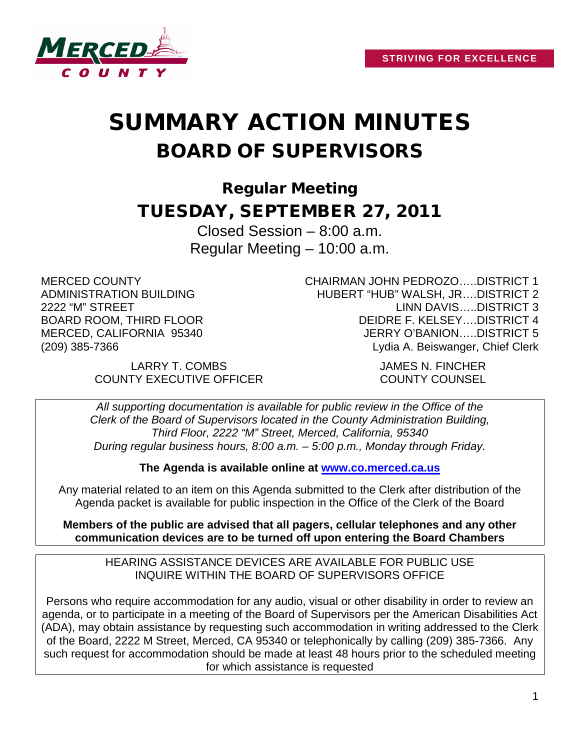STRIVING FOR EXCELLENCE

# SUMMARY ACTION MINUTES
## BOARD OF SUPERVISORS

### Regular Meeting
### TUESDAY, SEPTEMBER 27, 2011

Closed Session – 8:00 a.m.
Regular Meeting – 10:00 a.m.

MERCED COUNTY
ADMINISTRATION BUILDING
2222 "M" STREET
BOARD ROOM, THIRD FLOOR
MERCED, CALIFORNIA 95340
(209) 385-7366

CHAIRMAN JOHN PEDROZO…..DISTRICT 1
HUBERT "HUB" WALSH, JR….DISTRICT 2
LINN DAVIS…..DISTRICT 3
DEIDRE F. KELSEY….DISTRICT 4
JERRY O'BANION…..DISTRICT 5
Lydia A. Beiswanger, Chief Clerk

LARRY T. COMBS
COUNTY EXECUTIVE OFFICER

JAMES N. FINCHER
COUNTY COUNSEL

*All supporting documentation is available for public review in the Office of the Clerk of the Board of Supervisors located in the County Administration Building, Third Floor, 2222 "M" Street, Merced, California, 95340 During regular business hours, 8:00 a.m. – 5:00 p.m., Monday through Friday.*

**The Agenda is available online at www.co.merced.ca.us**

Any material related to an item on this Agenda submitted to the Clerk after distribution of the Agenda packet is available for public inspection in the Office of the Clerk of the Board

**Members of the public are advised that all pagers, cellular telephones and any other communication devices are to be turned off upon entering the Board Chambers**

HEARING ASSISTANCE DEVICES ARE AVAILABLE FOR PUBLIC USE
INQUIRE WITHIN THE BOARD OF SUPERVISORS OFFICE

Persons who require accommodation for any audio, visual or other disability in order to review an agenda, or to participate in a meeting of the Board of Supervisors per the American Disabilities Act (ADA), may obtain assistance by requesting such accommodation in writing addressed to the Clerk of the Board, 2222 M Street, Merced, CA 95340 or telephonically by calling (209) 385-7366. Any such request for accommodation should be made at least 48 hours prior to the scheduled meeting for which assistance is requested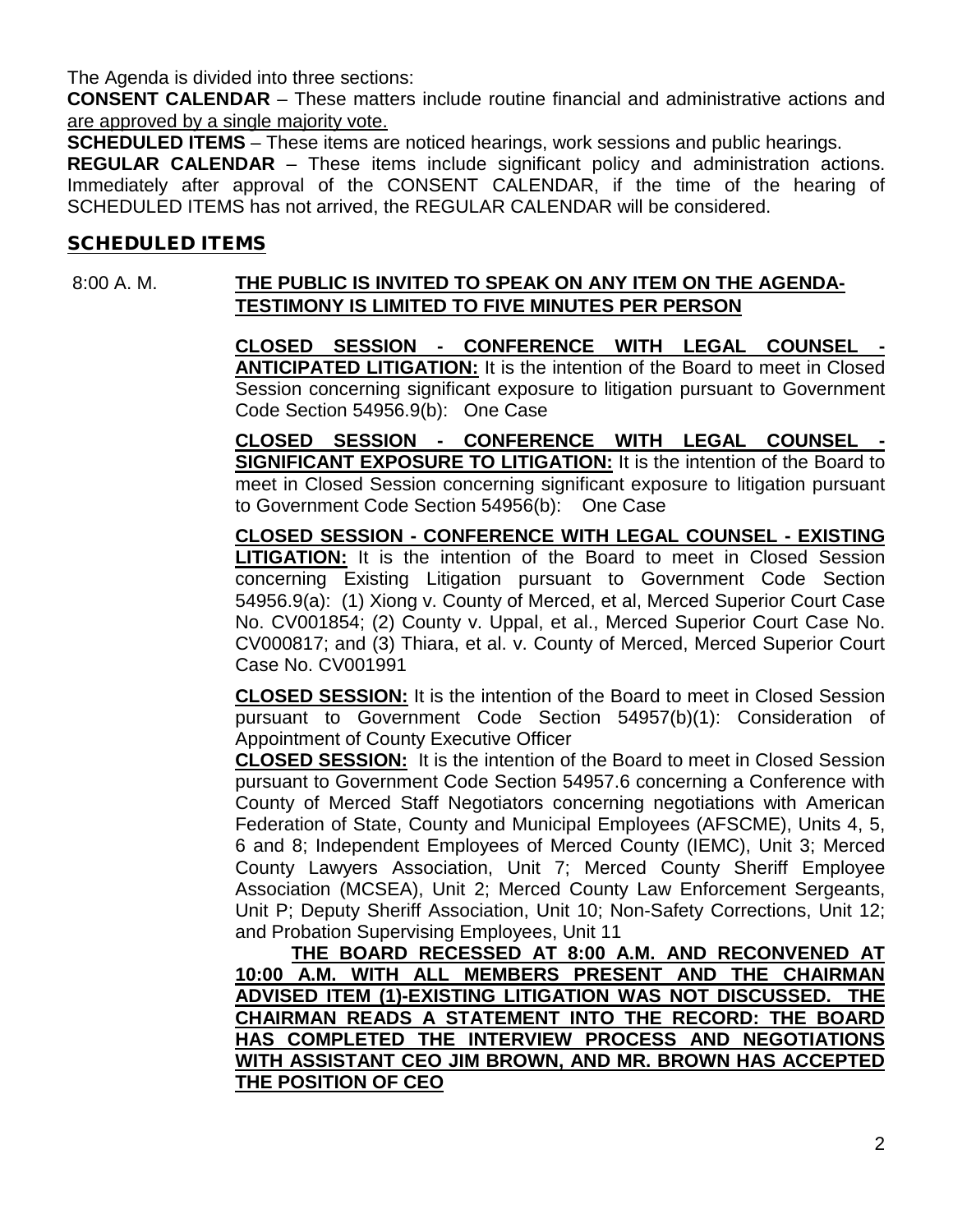The Agenda is divided into three sections:

**CONSENT CALENDAR** – These matters include routine financial and administrative actions and are approved by a single majority vote.

**SCHEDULED ITEMS** – These items are noticed hearings, work sessions and public hearings.

**REGULAR CALENDAR** – These items include significant policy and administration actions. Immediately after approval of the CONSENT CALENDAR, if the time of the hearing of SCHEDULED ITEMS has not arrived, the REGULAR CALENDAR will be considered.

## SCHEDULED ITEMS

8:00 A. M. **THE PUBLIC IS INVITED TO SPEAK ON ANY ITEM ON THE AGENDA-TESTIMONY IS LIMITED TO FIVE MINUTES PER PERSON**

**CLOSED SESSION - CONFERENCE WITH LEGAL COUNSEL - ANTICIPATED LITIGATION:** It is the intention of the Board to meet in Closed Session concerning significant exposure to litigation pursuant to Government Code Section 54956.9(b): One Case

**CLOSED SESSION - CONFERENCE WITH LEGAL COUNSEL - SIGNIFICANT EXPOSURE TO LITIGATION:** It is the intention of the Board to meet in Closed Session concerning significant exposure to litigation pursuant to Government Code Section 54956(b): One Case

**CLOSED SESSION - CONFERENCE WITH LEGAL COUNSEL - EXISTING LITIGATION:** It is the intention of the Board to meet in Closed Session concerning Existing Litigation pursuant to Government Code Section 54956.9(a): (1) Xiong v. County of Merced, et al, Merced Superior Court Case No. CV001854; (2) County v. Uppal, et al., Merced Superior Court Case No. CV000817; and (3) Thiara, et al. v. County of Merced, Merced Superior Court Case No. CV001991

**CLOSED SESSION:** It is the intention of the Board to meet in Closed Session pursuant to Government Code Section 54957(b)(1): Consideration of Appointment of County Executive Officer

**CLOSED SESSION:** It is the intention of the Board to meet in Closed Session pursuant to Government Code Section 54957.6 concerning a Conference with County of Merced Staff Negotiators concerning negotiations with American Federation of State, County and Municipal Employees (AFSCME), Units 4, 5, 6 and 8; Independent Employees of Merced County (IEMC), Unit 3; Merced County Lawyers Association, Unit 7; Merced County Sheriff Employee Association (MCSEA), Unit 2; Merced County Law Enforcement Sergeants, Unit P; Deputy Sheriff Association, Unit 10; Non-Safety Corrections, Unit 12; and Probation Supervising Employees, Unit 11

**THE BOARD RECESSED AT 8:00 A.M. AND RECONVENED AT 10:00 A.M. WITH ALL MEMBERS PRESENT AND THE CHAIRMAN ADVISED ITEM (1)-EXISTING LITIGATION WAS NOT DISCUSSED. THE CHAIRMAN READS A STATEMENT INTO THE RECORD: THE BOARD HAS COMPLETED THE INTERVIEW PROCESS AND NEGOTIATIONS WITH ASSISTANT CEO JIM BROWN, AND MR. BROWN HAS ACCEPTED THE POSITION OF CEO**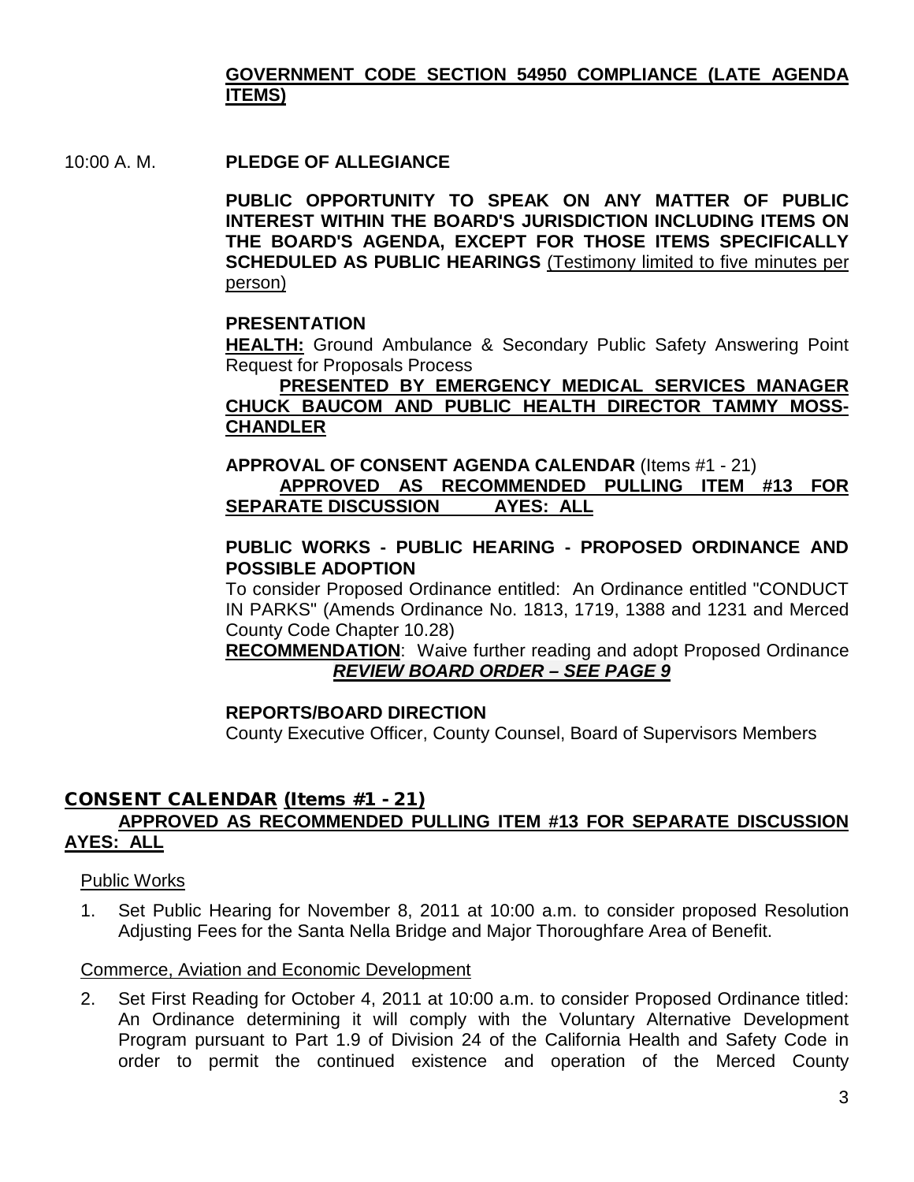**GOVERNMENT CODE SECTION 54950 COMPLIANCE (LATE AGENDA ITEMS)**

10:00 A. M. **PLEDGE OF ALLEGIANCE**

**PUBLIC OPPORTUNITY TO SPEAK ON ANY MATTER OF PUBLIC INTEREST WITHIN THE BOARD'S JURISDICTION INCLUDING ITEMS ON THE BOARD'S AGENDA, EXCEPT FOR THOSE ITEMS SPECIFICALLY SCHEDULED AS PUBLIC HEARINGS** (Testimony limited to five minutes per person)

**PRESENTATION**

**HEALTH:** Ground Ambulance & Secondary Public Safety Answering Point Request for Proposals Process

**PRESENTED BY EMERGENCY MEDICAL SERVICES MANAGER CHUCK BAUCOM AND PUBLIC HEALTH DIRECTOR TAMMY MOSS-CHANDLER**

**APPROVAL OF CONSENT AGENDA CALENDAR** (Items #1 - 21)

**APPROVED AS RECOMMENDED PULLING ITEM #13 FOR SEPARATE DISCUSSION AYES: ALL**

**PUBLIC WORKS - PUBLIC HEARING - PROPOSED ORDINANCE AND POSSIBLE ADOPTION**

To consider Proposed Ordinance entitled: An Ordinance entitled "CONDUCT IN PARKS" (Amends Ordinance No. 1813, 1719, 1388 and 1231 and Merced County Code Chapter 10.28)

**RECOMMENDATION**: Waive further reading and adopt Proposed Ordinance

***REVIEW BOARD ORDER – SEE PAGE 9***

**REPORTS/BOARD DIRECTION**

County Executive Officer, County Counsel, Board of Supervisors Members

## CONSENT CALENDAR (Items #1 - 21)

**APPROVED AS RECOMMENDED PULLING ITEM #13 FOR SEPARATE DISCUSSION AYES: ALL**

Public Works

1. Set Public Hearing for November 8, 2011 at 10:00 a.m. to consider proposed Resolution Adjusting Fees for the Santa Nella Bridge and Major Thoroughfare Area of Benefit.

Commerce, Aviation and Economic Development

2. Set First Reading for October 4, 2011 at 10:00 a.m. to consider Proposed Ordinance titled: An Ordinance determining it will comply with the Voluntary Alternative Development Program pursuant to Part 1.9 of Division 24 of the California Health and Safety Code in order to permit the continued existence and operation of the Merced County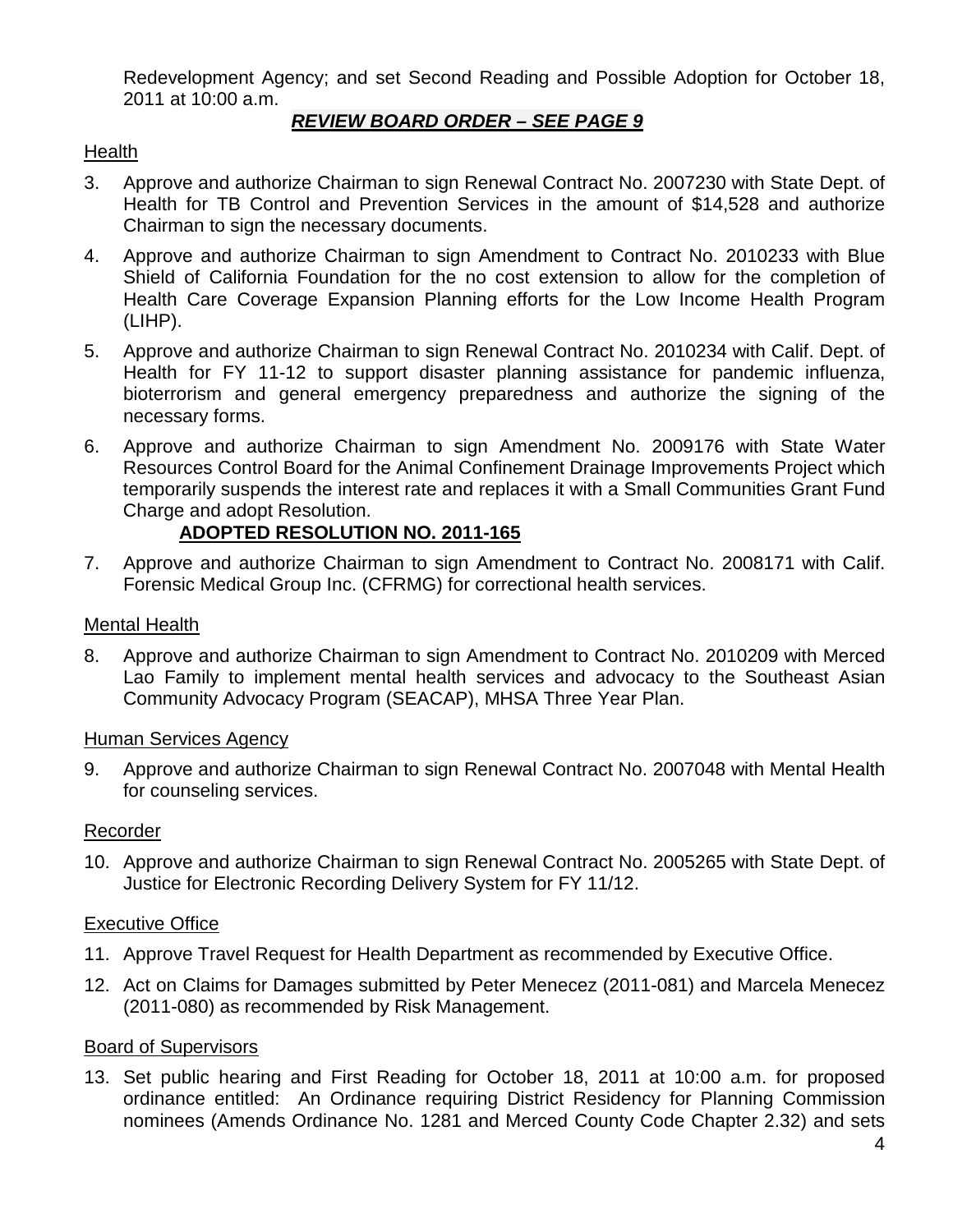Redevelopment Agency; and set Second Reading and Possible Adoption for October 18, 2011 at 10:00 a.m.

***REVIEW BOARD ORDER – SEE PAGE 9***

Health

3. Approve and authorize Chairman to sign Renewal Contract No. 2007230 with State Dept. of Health for TB Control and Prevention Services in the amount of $14,528 and authorize Chairman to sign the necessary documents.

4. Approve and authorize Chairman to sign Amendment to Contract No. 2010233 with Blue Shield of California Foundation for the no cost extension to allow for the completion of Health Care Coverage Expansion Planning efforts for the Low Income Health Program (LIHP).

5. Approve and authorize Chairman to sign Renewal Contract No. 2010234 with Calif. Dept. of Health for FY 11-12 to support disaster planning assistance for pandemic influenza, bioterrorism and general emergency preparedness and authorize the signing of the necessary forms.

6. Approve and authorize Chairman to sign Amendment No. 2009176 with State Water Resources Control Board for the Animal Confinement Drainage Improvements Project which temporarily suspends the interest rate and replaces it with a Small Communities Grant Fund Charge and adopt Resolution.

   **ADOPTED RESOLUTION NO. 2011-165**

7. Approve and authorize Chairman to sign Amendment to Contract No. 2008171 with Calif. Forensic Medical Group Inc. (CFRMG) for correctional health services.

Mental Health

8. Approve and authorize Chairman to sign Amendment to Contract No. 2010209 with Merced Lao Family to implement mental health services and advocacy to the Southeast Asian Community Advocacy Program (SEACAP), MHSA Three Year Plan.

Human Services Agency

9. Approve and authorize Chairman to sign Renewal Contract No. 2007048 with Mental Health for counseling services.

Recorder

10. Approve and authorize Chairman to sign Renewal Contract No. 2005265 with State Dept. of Justice for Electronic Recording Delivery System for FY 11/12.

Executive Office

11. Approve Travel Request for Health Department as recommended by Executive Office.

12. Act on Claims for Damages submitted by Peter Menecez (2011-081) and Marcela Menecez (2011-080) as recommended by Risk Management.

Board of Supervisors

13. Set public hearing and First Reading for October 18, 2011 at 10:00 a.m. for proposed ordinance entitled: An Ordinance requiring District Residency for Planning Commission nominees (Amends Ordinance No. 1281 and Merced County Code Chapter 2.32) and sets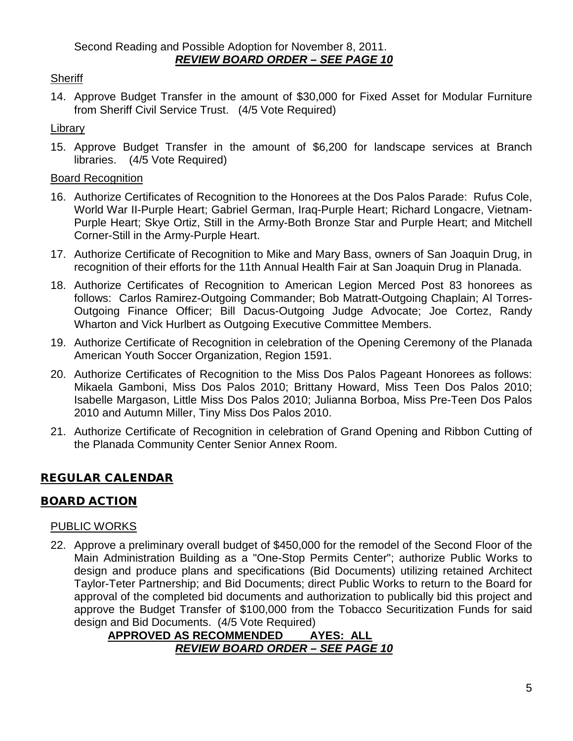Second Reading and Possible Adoption for November 8, 2011.
***REVIEW BOARD ORDER – SEE PAGE 10***

Sheriff

14. Approve Budget Transfer in the amount of $30,000 for Fixed Asset for Modular Furniture from Sheriff Civil Service Trust. (4/5 Vote Required)

Library

15. Approve Budget Transfer in the amount of $6,200 for landscape services at Branch libraries. (4/5 Vote Required)

Board Recognition

16. Authorize Certificates of Recognition to the Honorees at the Dos Palos Parade: Rufus Cole, World War II-Purple Heart; Gabriel German, Iraq-Purple Heart; Richard Longacre, Vietnam-Purple Heart; Skye Ortiz, Still in the Army-Both Bronze Star and Purple Heart; and Mitchell Corner-Still in the Army-Purple Heart.
17. Authorize Certificate of Recognition to Mike and Mary Bass, owners of San Joaquin Drug, in recognition of their efforts for the 11th Annual Health Fair at San Joaquin Drug in Planada.
18. Authorize Certificates of Recognition to American Legion Merced Post 83 honorees as follows: Carlos Ramirez-Outgoing Commander; Bob Matratt-Outgoing Chaplain; Al Torres-Outgoing Finance Officer; Bill Dacus-Outgoing Judge Advocate; Joe Cortez, Randy Wharton and Vick Hurlbert as Outgoing Executive Committee Members.
19. Authorize Certificate of Recognition in celebration of the Opening Ceremony of the Planada American Youth Soccer Organization, Region 1591.
20. Authorize Certificates of Recognition to the Miss Dos Palos Pageant Honorees as follows: Mikaela Gamboni, Miss Dos Palos 2010; Brittany Howard, Miss Teen Dos Palos 2010; Isabelle Margason, Little Miss Dos Palos 2010; Julianna Borboa, Miss Pre-Teen Dos Palos 2010 and Autumn Miller, Tiny Miss Dos Palos 2010.
21. Authorize Certificate of Recognition in celebration of Grand Opening and Ribbon Cutting of the Planada Community Center Senior Annex Room.

## REGULAR CALENDAR

## BOARD ACTION

PUBLIC WORKS

22. Approve a preliminary overall budget of $450,000 for the remodel of the Second Floor of the Main Administration Building as a "One-Stop Permits Center"; authorize Public Works to design and produce plans and specifications (Bid Documents) utilizing retained Architect Taylor-Teter Partnership; and Bid Documents; direct Public Works to return to the Board for approval of the completed bid documents and authorization to publically bid this project and approve the Budget Transfer of $100,000 from the Tobacco Securitization Funds for said design and Bid Documents. (4/5 Vote Required)

**APPROVED AS RECOMMENDED AYES: ALL**
***REVIEW BOARD ORDER – SEE PAGE 10***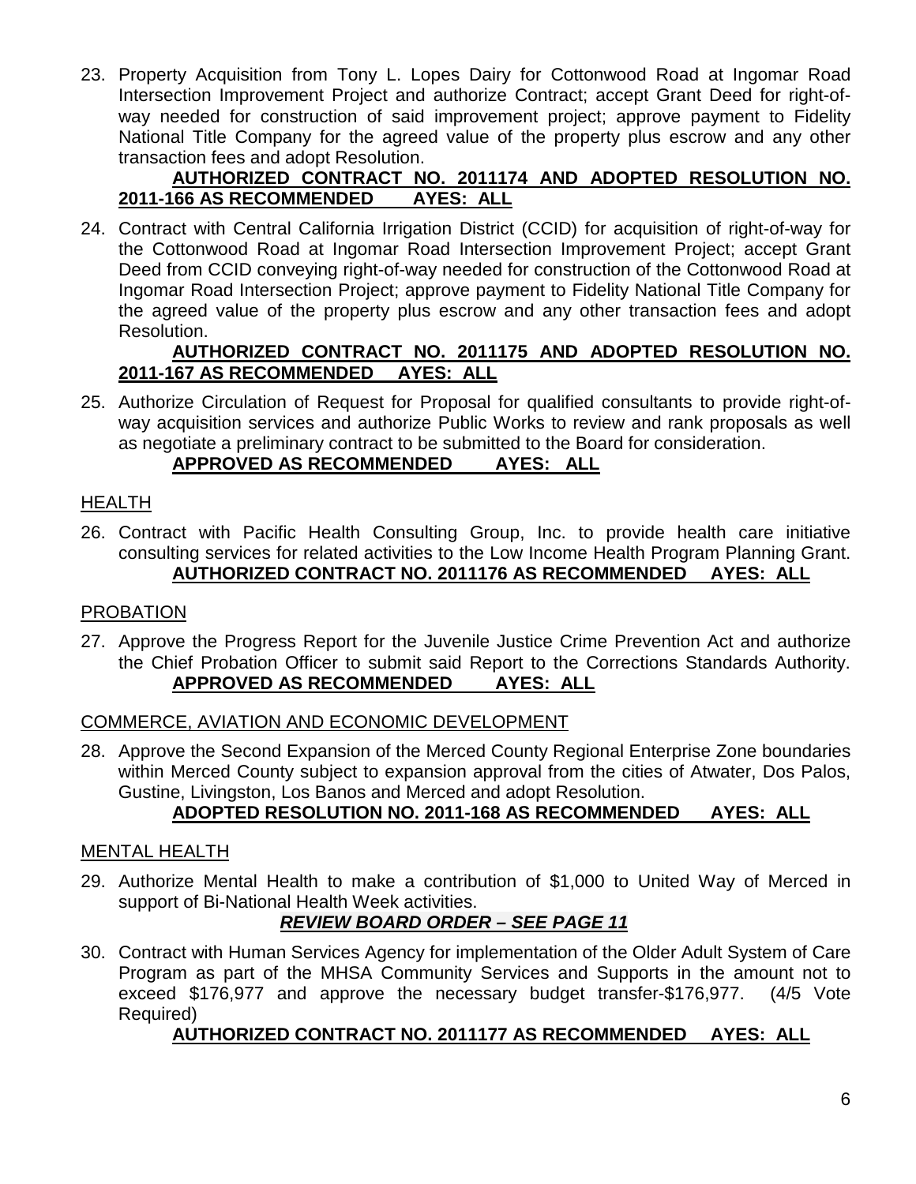23. Property Acquisition from Tony L. Lopes Dairy for Cottonwood Road at Ingomar Road Intersection Improvement Project and authorize Contract; accept Grant Deed for right-of-way needed for construction of said improvement project; approve payment to Fidelity National Title Company for the agreed value of the property plus escrow and any other transaction fees and adopt Resolution.

    **AUTHORIZED CONTRACT NO. 2011174 AND ADOPTED RESOLUTION NO. 2011-166 AS RECOMMENDED AYES: ALL**

24. Contract with Central California Irrigation District (CCID) for acquisition of right-of-way for the Cottonwood Road at Ingomar Road Intersection Improvement Project; accept Grant Deed from CCID conveying right-of-way needed for construction of the Cottonwood Road at Ingomar Road Intersection Project; approve payment to Fidelity National Title Company for the agreed value of the property plus escrow and any other transaction fees and adopt Resolution.

    **AUTHORIZED CONTRACT NO. 2011175 AND ADOPTED RESOLUTION NO. 2011-167 AS RECOMMENDED AYES: ALL**

25. Authorize Circulation of Request for Proposal for qualified consultants to provide right-of-way acquisition services and authorize Public Works to review and rank proposals as well as negotiate a preliminary contract to be submitted to the Board for consideration.

    **APPROVED AS RECOMMENDED AYES: ALL**

HEALTH

26. Contract with Pacific Health Consulting Group, Inc. to provide health care initiative consulting services for related activities to the Low Income Health Program Planning Grant.

    **AUTHORIZED CONTRACT NO. 2011176 AS RECOMMENDED AYES: ALL**

PROBATION

27. Approve the Progress Report for the Juvenile Justice Crime Prevention Act and authorize the Chief Probation Officer to submit said Report to the Corrections Standards Authority.

    **APPROVED AS RECOMMENDED AYES: ALL**

COMMERCE, AVIATION AND ECONOMIC DEVELOPMENT

28. Approve the Second Expansion of the Merced County Regional Enterprise Zone boundaries within Merced County subject to expansion approval from the cities of Atwater, Dos Palos, Gustine, Livingston, Los Banos and Merced and adopt Resolution.

    **ADOPTED RESOLUTION NO. 2011-168 AS RECOMMENDED AYES: ALL**

MENTAL HEALTH

29. Authorize Mental Health to make a contribution of $1,000 to United Way of Merced in support of Bi-National Health Week activities.

    ***REVIEW BOARD ORDER – SEE PAGE 11***

30. Contract with Human Services Agency for implementation of the Older Adult System of Care Program as part of the MHSA Community Services and Supports in the amount not to exceed $176,977 and approve the necessary budget transfer-$176,977. (4/5 Vote Required)

    **AUTHORIZED CONTRACT NO. 2011177 AS RECOMMENDED AYES: ALL**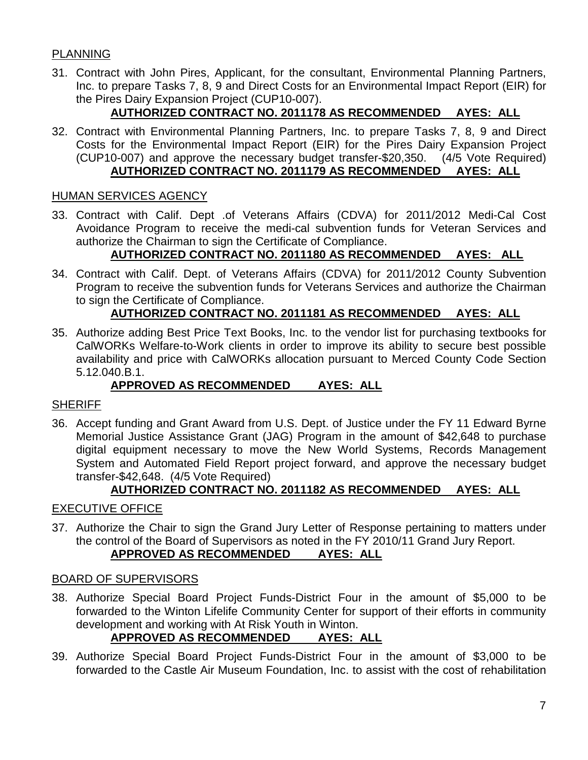PLANNING

31. Contract with John Pires, Applicant, for the consultant, Environmental Planning Partners, Inc. to prepare Tasks 7, 8, 9 and Direct Costs for an Environmental Impact Report (EIR) for the Pires Dairy Expansion Project (CUP10-007).

**AUTHORIZED CONTRACT NO. 2011178 AS RECOMMENDED AYES: ALL**

32. Contract with Environmental Planning Partners, Inc. to prepare Tasks 7, 8, 9 and Direct Costs for the Environmental Impact Report (EIR) for the Pires Dairy Expansion Project (CUP10-007) and approve the necessary budget transfer-$20,350. (4/5 Vote Required)

**AUTHORIZED CONTRACT NO. 2011179 AS RECOMMENDED AYES: ALL**

HUMAN SERVICES AGENCY

33. Contract with Calif. Dept .of Veterans Affairs (CDVA) for 2011/2012 Medi-Cal Cost Avoidance Program to receive the medi-cal subvention funds for Veteran Services and authorize the Chairman to sign the Certificate of Compliance.

**AUTHORIZED CONTRACT NO. 2011180 AS RECOMMENDED AYES: ALL**

34. Contract with Calif. Dept. of Veterans Affairs (CDVA) for 2011/2012 County Subvention Program to receive the subvention funds for Veterans Services and authorize the Chairman to sign the Certificate of Compliance.

**AUTHORIZED CONTRACT NO. 2011181 AS RECOMMENDED AYES: ALL**

35. Authorize adding Best Price Text Books, Inc. to the vendor list for purchasing textbooks for CalWORKs Welfare-to-Work clients in order to improve its ability to secure best possible availability and price with CalWORKs allocation pursuant to Merced County Code Section 5.12.040.B.1.

**APPROVED AS RECOMMENDED AYES: ALL**

SHERIFF

36. Accept funding and Grant Award from U.S. Dept. of Justice under the FY 11 Edward Byrne Memorial Justice Assistance Grant (JAG) Program in the amount of $42,648 to purchase digital equipment necessary to move the New World Systems, Records Management System and Automated Field Report project forward, and approve the necessary budget transfer-$42,648. (4/5 Vote Required)

**AUTHORIZED CONTRACT NO. 2011182 AS RECOMMENDED AYES: ALL**

EXECUTIVE OFFICE

37. Authorize the Chair to sign the Grand Jury Letter of Response pertaining to matters under the control of the Board of Supervisors as noted in the FY 2010/11 Grand Jury Report.

**APPROVED AS RECOMMENDED AYES: ALL**

BOARD OF SUPERVISORS

38. Authorize Special Board Project Funds-District Four in the amount of $5,000 to be forwarded to the Winton Lifelife Community Center for support of their efforts in community development and working with At Risk Youth in Winton.

**APPROVED AS RECOMMENDED AYES: ALL**

39. Authorize Special Board Project Funds-District Four in the amount of $3,000 to be forwarded to the Castle Air Museum Foundation, Inc. to assist with the cost of rehabilitation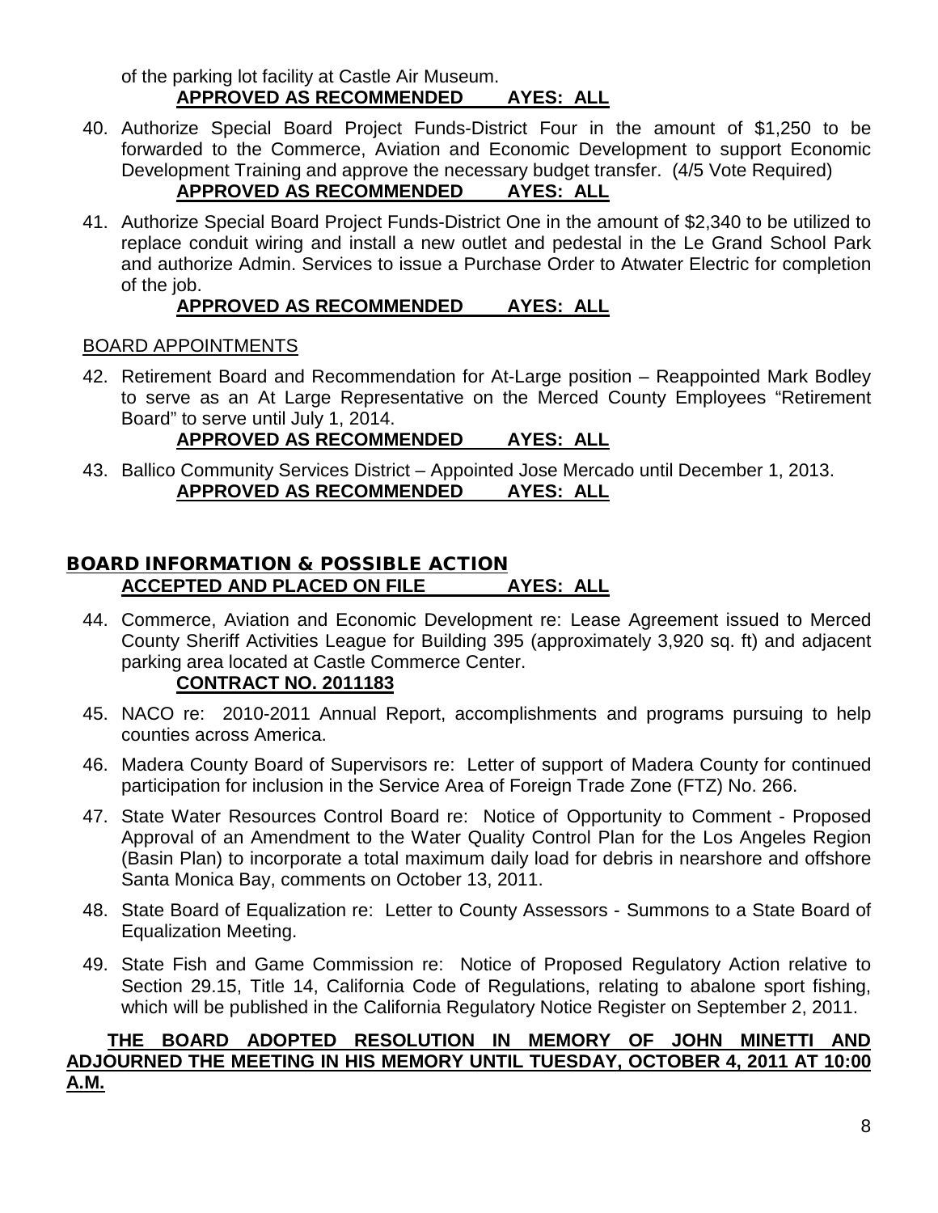of the parking lot facility at Castle Air Museum.

**APPROVED AS RECOMMENDED AYES: ALL**

40. Authorize Special Board Project Funds-District Four in the amount of $1,250 to be forwarded to the Commerce, Aviation and Economic Development to support Economic Development Training and approve the necessary budget transfer. (4/5 Vote Required)

    **APPROVED AS RECOMMENDED AYES: ALL**

41. Authorize Special Board Project Funds-District One in the amount of $2,340 to be utilized to replace conduit wiring and install a new outlet and pedestal in the Le Grand School Park and authorize Admin. Services to issue a Purchase Order to Atwater Electric for completion of the job.

    **APPROVED AS RECOMMENDED AYES: ALL**

BOARD APPOINTMENTS

42. Retirement Board and Recommendation for At-Large position – Reappointed Mark Bodley to serve as an At Large Representative on the Merced County Employees "Retirement Board" to serve until July 1, 2014.

    **APPROVED AS RECOMMENDED AYES: ALL**

43. Ballico Community Services District – Appointed Jose Mercado until December 1, 2013.

    **APPROVED AS RECOMMENDED AYES: ALL**

## BOARD INFORMATION & POSSIBLE ACTION

**ACCEPTED AND PLACED ON FILE AYES: ALL**

44. Commerce, Aviation and Economic Development re: Lease Agreement issued to Merced County Sheriff Activities League for Building 395 (approximately 3,920 sq. ft) and adjacent parking area located at Castle Commerce Center.

    **CONTRACT NO. 2011183**

45. NACO re: 2010-2011 Annual Report, accomplishments and programs pursuing to help counties across America.

46. Madera County Board of Supervisors re: Letter of support of Madera County for continued participation for inclusion in the Service Area of Foreign Trade Zone (FTZ) No. 266.

47. State Water Resources Control Board re: Notice of Opportunity to Comment - Proposed Approval of an Amendment to the Water Quality Control Plan for the Los Angeles Region (Basin Plan) to incorporate a total maximum daily load for debris in nearshore and offshore Santa Monica Bay, comments on October 13, 2011.

48. State Board of Equalization re: Letter to County Assessors - Summons to a State Board of Equalization Meeting.

49. State Fish and Game Commission re: Notice of Proposed Regulatory Action relative to Section 29.15, Title 14, California Code of Regulations, relating to abalone sport fishing, which will be published in the California Regulatory Notice Register on September 2, 2011.

**THE BOARD ADOPTED RESOLUTION IN MEMORY OF JOHN MINETTI AND ADJOURNED THE MEETING IN HIS MEMORY UNTIL TUESDAY, OCTOBER 4, 2011 AT 10:00 A.M.**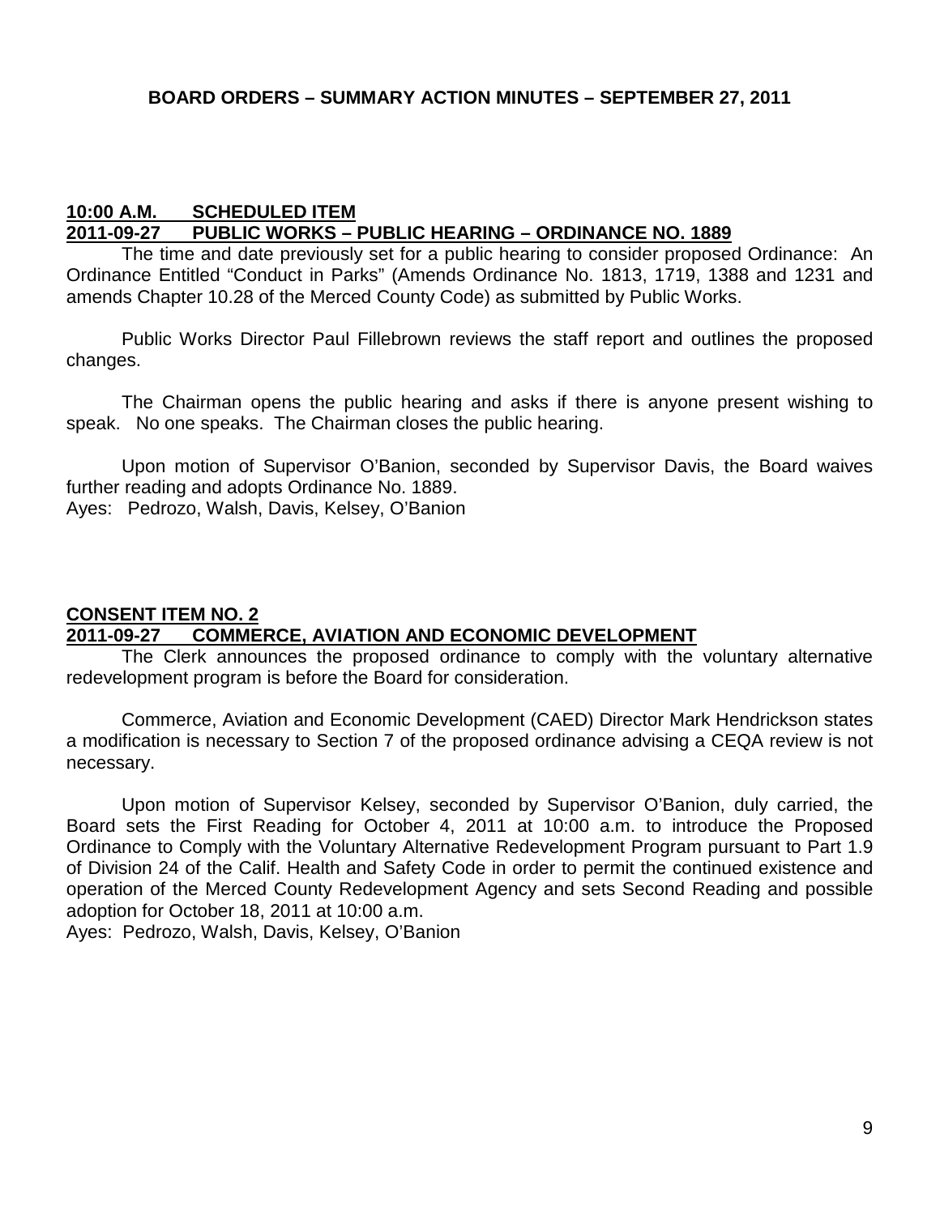**BOARD ORDERS – SUMMARY ACTION MINUTES – SEPTEMBER 27, 2011**

**10:00 A.M. SCHEDULED ITEM**
**2011-09-27 PUBLIC WORKS – PUBLIC HEARING – ORDINANCE NO. 1889**

The time and date previously set for a public hearing to consider proposed Ordinance: An Ordinance Entitled "Conduct in Parks" (Amends Ordinance No. 1813, 1719, 1388 and 1231 and amends Chapter 10.28 of the Merced County Code) as submitted by Public Works.

Public Works Director Paul Fillebrown reviews the staff report and outlines the proposed changes.

The Chairman opens the public hearing and asks if there is anyone present wishing to speak. No one speaks. The Chairman closes the public hearing.

Upon motion of Supervisor O'Banion, seconded by Supervisor Davis, the Board waives further reading and adopts Ordinance No. 1889.
Ayes: Pedrozo, Walsh, Davis, Kelsey, O'Banion

**CONSENT ITEM NO. 2**
**2011-09-27 COMMERCE, AVIATION AND ECONOMIC DEVELOPMENT**

The Clerk announces the proposed ordinance to comply with the voluntary alternative redevelopment program is before the Board for consideration.

Commerce, Aviation and Economic Development (CAED) Director Mark Hendrickson states a modification is necessary to Section 7 of the proposed ordinance advising a CEQA review is not necessary.

Upon motion of Supervisor Kelsey, seconded by Supervisor O'Banion, duly carried, the Board sets the First Reading for October 4, 2011 at 10:00 a.m. to introduce the Proposed Ordinance to Comply with the Voluntary Alternative Redevelopment Program pursuant to Part 1.9 of Division 24 of the Calif. Health and Safety Code in order to permit the continued existence and operation of the Merced County Redevelopment Agency and sets Second Reading and possible adoption for October 18, 2011 at 10:00 a.m.
Ayes: Pedrozo, Walsh, Davis, Kelsey, O'Banion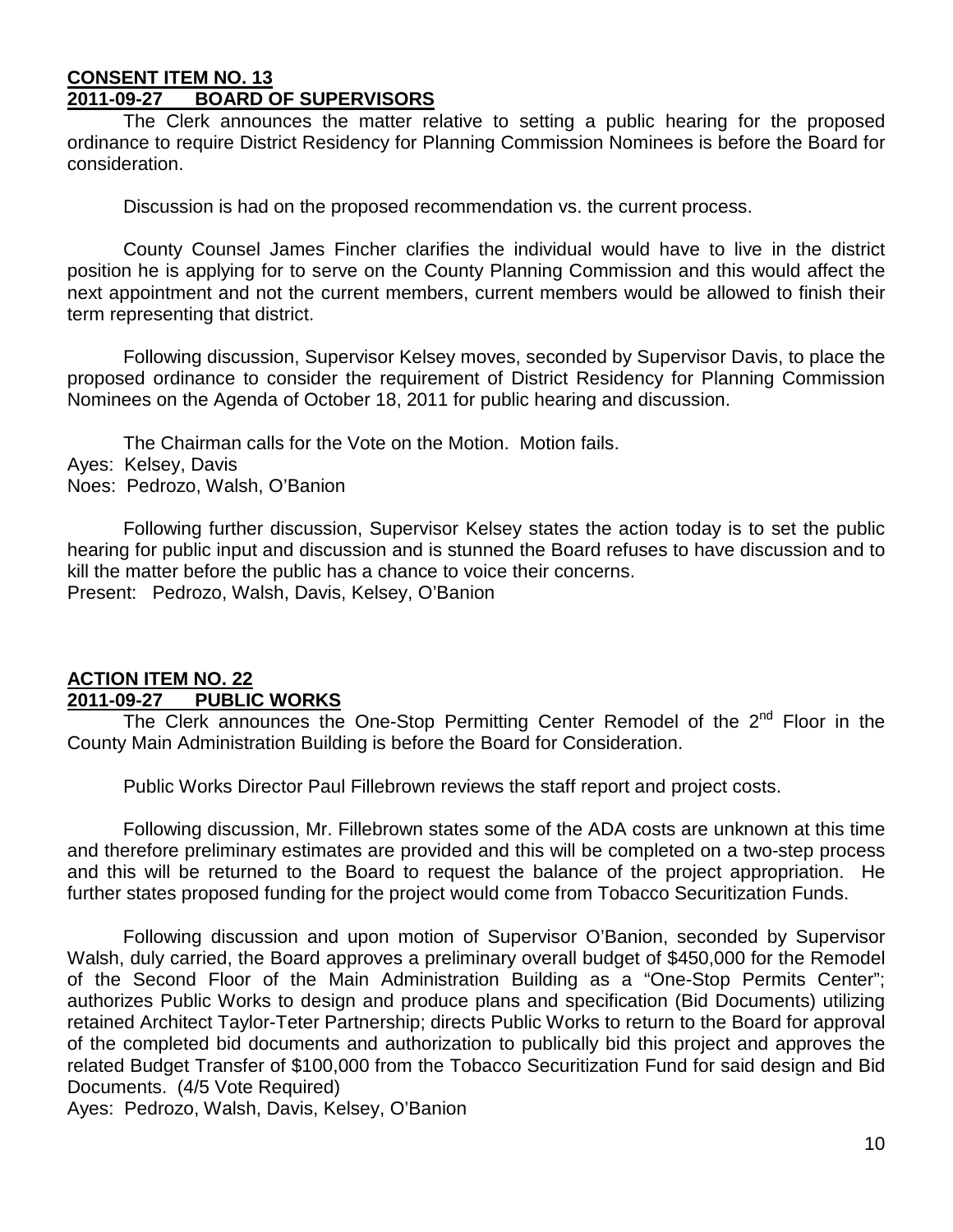**CONSENT ITEM NO. 13**
**2011-09-27 BOARD OF SUPERVISORS**

The Clerk announces the matter relative to setting a public hearing for the proposed ordinance to require District Residency for Planning Commission Nominees is before the Board for consideration.

Discussion is had on the proposed recommendation vs. the current process.

County Counsel James Fincher clarifies the individual would have to live in the district position he is applying for to serve on the County Planning Commission and this would affect the next appointment and not the current members, current members would be allowed to finish their term representing that district.

Following discussion, Supervisor Kelsey moves, seconded by Supervisor Davis, to place the proposed ordinance to consider the requirement of District Residency for Planning Commission Nominees on the Agenda of October 18, 2011 for public hearing and discussion.

The Chairman calls for the Vote on the Motion. Motion fails.
Ayes: Kelsey, Davis
Noes: Pedrozo, Walsh, O'Banion

Following further discussion, Supervisor Kelsey states the action today is to set the public hearing for public input and discussion and is stunned the Board refuses to have discussion and to kill the matter before the public has a chance to voice their concerns.
Present: Pedrozo, Walsh, Davis, Kelsey, O'Banion

**ACTION ITEM NO. 22**
**2011-09-27 PUBLIC WORKS**

The Clerk announces the One-Stop Permitting Center Remodel of the 2nd Floor in the County Main Administration Building is before the Board for Consideration.

Public Works Director Paul Fillebrown reviews the staff report and project costs.

Following discussion, Mr. Fillebrown states some of the ADA costs are unknown at this time and therefore preliminary estimates are provided and this will be completed on a two-step process and this will be returned to the Board to request the balance of the project appropriation. He further states proposed funding for the project would come from Tobacco Securitization Funds.

Following discussion and upon motion of Supervisor O'Banion, seconded by Supervisor Walsh, duly carried, the Board approves a preliminary overall budget of $450,000 for the Remodel of the Second Floor of the Main Administration Building as a "One-Stop Permits Center"; authorizes Public Works to design and produce plans and specification (Bid Documents) utilizing retained Architect Taylor-Teter Partnership; directs Public Works to return to the Board for approval of the completed bid documents and authorization to publically bid this project and approves the related Budget Transfer of $100,000 from the Tobacco Securitization Fund for said design and Bid Documents. (4/5 Vote Required)
Ayes: Pedrozo, Walsh, Davis, Kelsey, O'Banion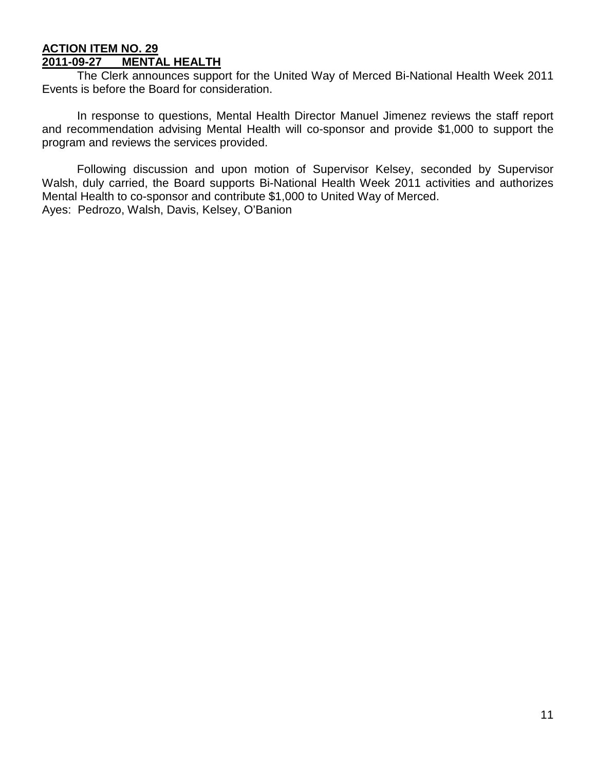**ACTION ITEM NO. 29**
**2011-09-27 MENTAL HEALTH**

The Clerk announces support for the United Way of Merced Bi-National Health Week 2011 Events is before the Board for consideration.

In response to questions, Mental Health Director Manuel Jimenez reviews the staff report and recommendation advising Mental Health will co-sponsor and provide $1,000 to support the program and reviews the services provided.

Following discussion and upon motion of Supervisor Kelsey, seconded by Supervisor Walsh, duly carried, the Board supports Bi-National Health Week 2011 activities and authorizes Mental Health to co-sponsor and contribute $1,000 to United Way of Merced.
Ayes: Pedrozo, Walsh, Davis, Kelsey, O'Banion